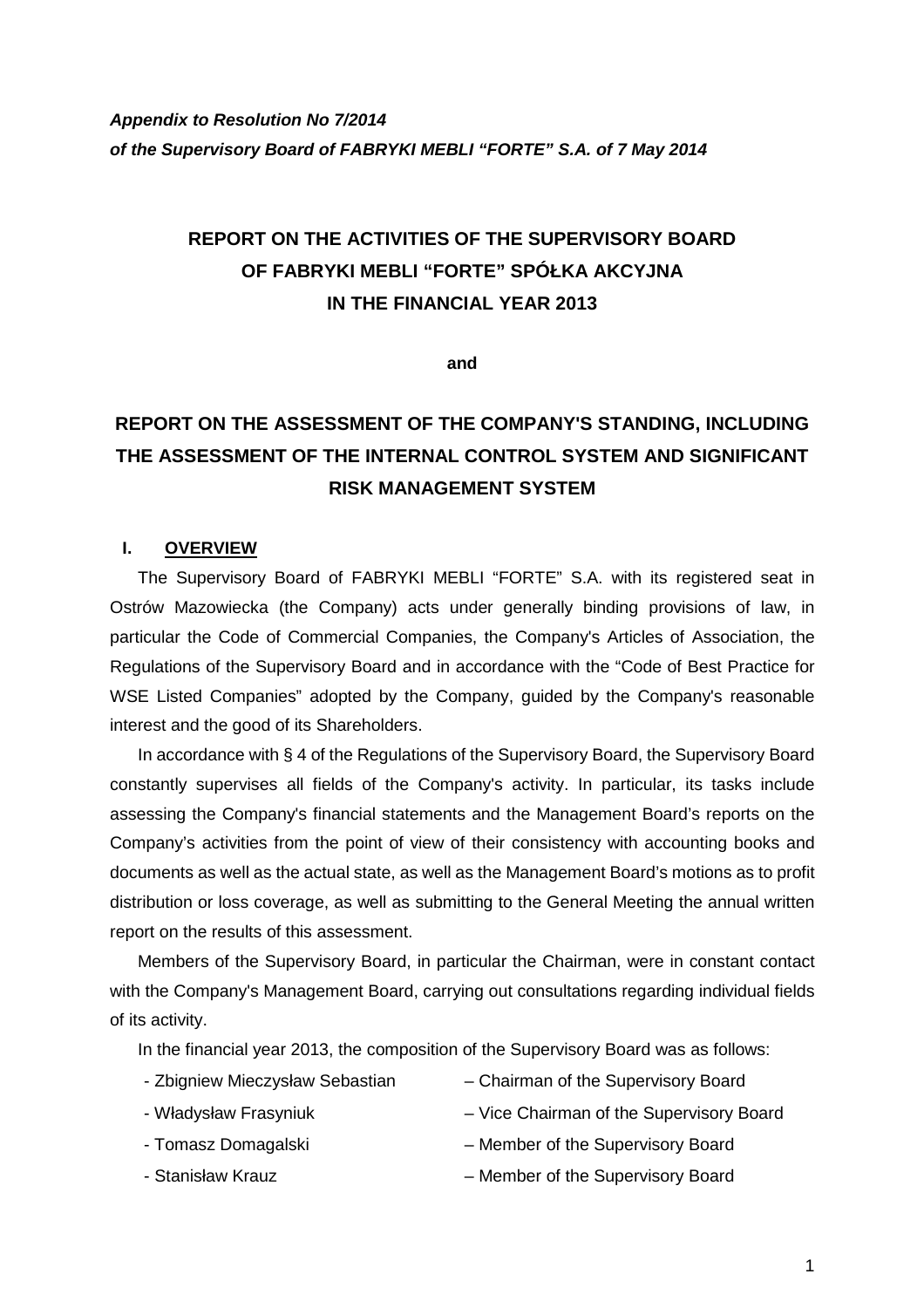***Appendix to Resolution No 7/2014***
***of the Supervisory Board of FABRYKI MEBLI "FORTE" S.A. of 7 May 2014***

# REPORT ON THE ACTIVITIES OF THE SUPERVISORY BOARD OF FABRYKI MEBLI "FORTE" SPÓŁKA AKCYJNA IN THE FINANCIAL YEAR 2013

**and**

# REPORT ON THE ASSESSMENT OF THE COMPANY'S STANDING, INCLUDING THE ASSESSMENT OF THE INTERNAL CONTROL SYSTEM AND SIGNIFICANT RISK MANAGEMENT SYSTEM

## I. OVERVIEW

The Supervisory Board of FABRYKI MEBLI "FORTE" S.A. with its registered seat in Ostrów Mazowiecka (the Company) acts under generally binding provisions of law, in particular the Code of Commercial Companies, the Company's Articles of Association, the Regulations of the Supervisory Board and in accordance with the "Code of Best Practice for WSE Listed Companies" adopted by the Company, guided by the Company's reasonable interest and the good of its Shareholders.

In accordance with § 4 of the Regulations of the Supervisory Board, the Supervisory Board constantly supervises all fields of the Company's activity. In particular, its tasks include assessing the Company's financial statements and the Management Board's reports on the Company's activities from the point of view of their consistency with accounting books and documents as well as the actual state, as well as the Management Board's motions as to profit distribution or loss coverage, as well as submitting to the General Meeting the annual written report on the results of this assessment.

Members of the Supervisory Board, in particular the Chairman, were in constant contact with the Company's Management Board, carrying out consultations regarding individual fields of its activity.

In the financial year 2013, the composition of the Supervisory Board was as follows:

- Zbigniew Mieczysław Sebastian – Chairman of the Supervisory Board
- Władysław Frasyniuk – Vice Chairman of the Supervisory Board
- Tomasz Domagalski – Member of the Supervisory Board
- Stanisław Krauz – Member of the Supervisory Board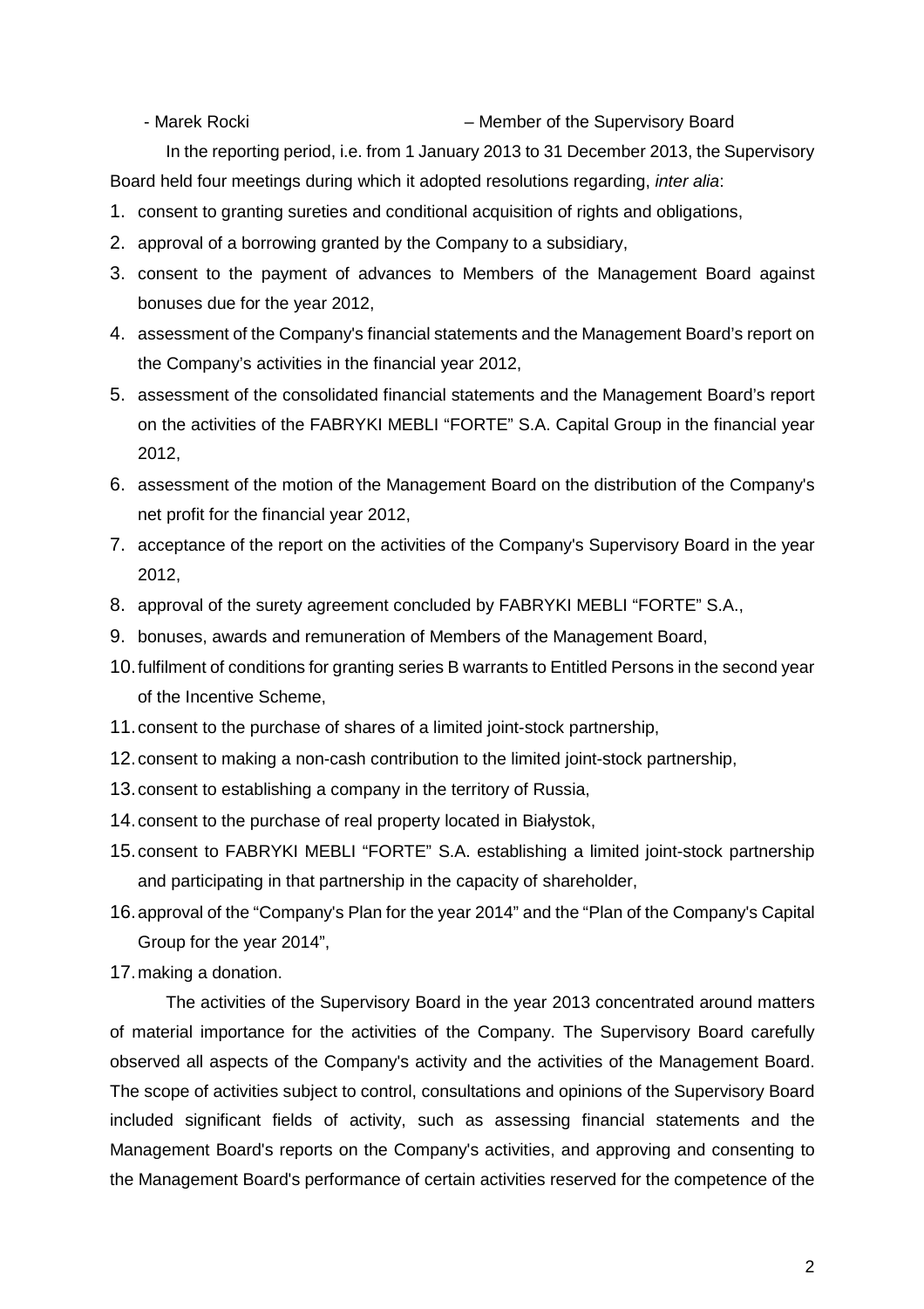- Marek Rocki – Member of the Supervisory Board

In the reporting period, i.e. from 1 January 2013 to 31 December 2013, the Supervisory Board held four meetings during which it adopted resolutions regarding, *inter alia*:

1. consent to granting sureties and conditional acquisition of rights and obligations,
2. approval of a borrowing granted by the Company to a subsidiary,
3. consent to the payment of advances to Members of the Management Board against bonuses due for the year 2012,
4. assessment of the Company's financial statements and the Management Board's report on the Company's activities in the financial year 2012,
5. assessment of the consolidated financial statements and the Management Board's report on the activities of the FABRYKI MEBLI "FORTE" S.A. Capital Group in the financial year 2012,
6. assessment of the motion of the Management Board on the distribution of the Company's net profit for the financial year 2012,
7. acceptance of the report on the activities of the Company's Supervisory Board in the year 2012,
8. approval of the surety agreement concluded by FABRYKI MEBLI "FORTE" S.A.,
9. bonuses, awards and remuneration of Members of the Management Board,
10. fulfilment of conditions for granting series B warrants to Entitled Persons in the second year of the Incentive Scheme,
11. consent to the purchase of shares of a limited joint-stock partnership,
12. consent to making a non-cash contribution to the limited joint-stock partnership,
13. consent to establishing a company in the territory of Russia,
14. consent to the purchase of real property located in Białystok,
15. consent to FABRYKI MEBLI "FORTE" S.A. establishing a limited joint-stock partnership and participating in that partnership in the capacity of shareholder,
16. approval of the "Company's Plan for the year 2014" and the "Plan of the Company's Capital Group for the year 2014",
17. making a donation.

The activities of the Supervisory Board in the year 2013 concentrated around matters of material importance for the activities of the Company. The Supervisory Board carefully observed all aspects of the Company's activity and the activities of the Management Board. The scope of activities subject to control, consultations and opinions of the Supervisory Board included significant fields of activity, such as assessing financial statements and the Management Board's reports on the Company's activities, and approving and consenting to the Management Board's performance of certain activities reserved for the competence of the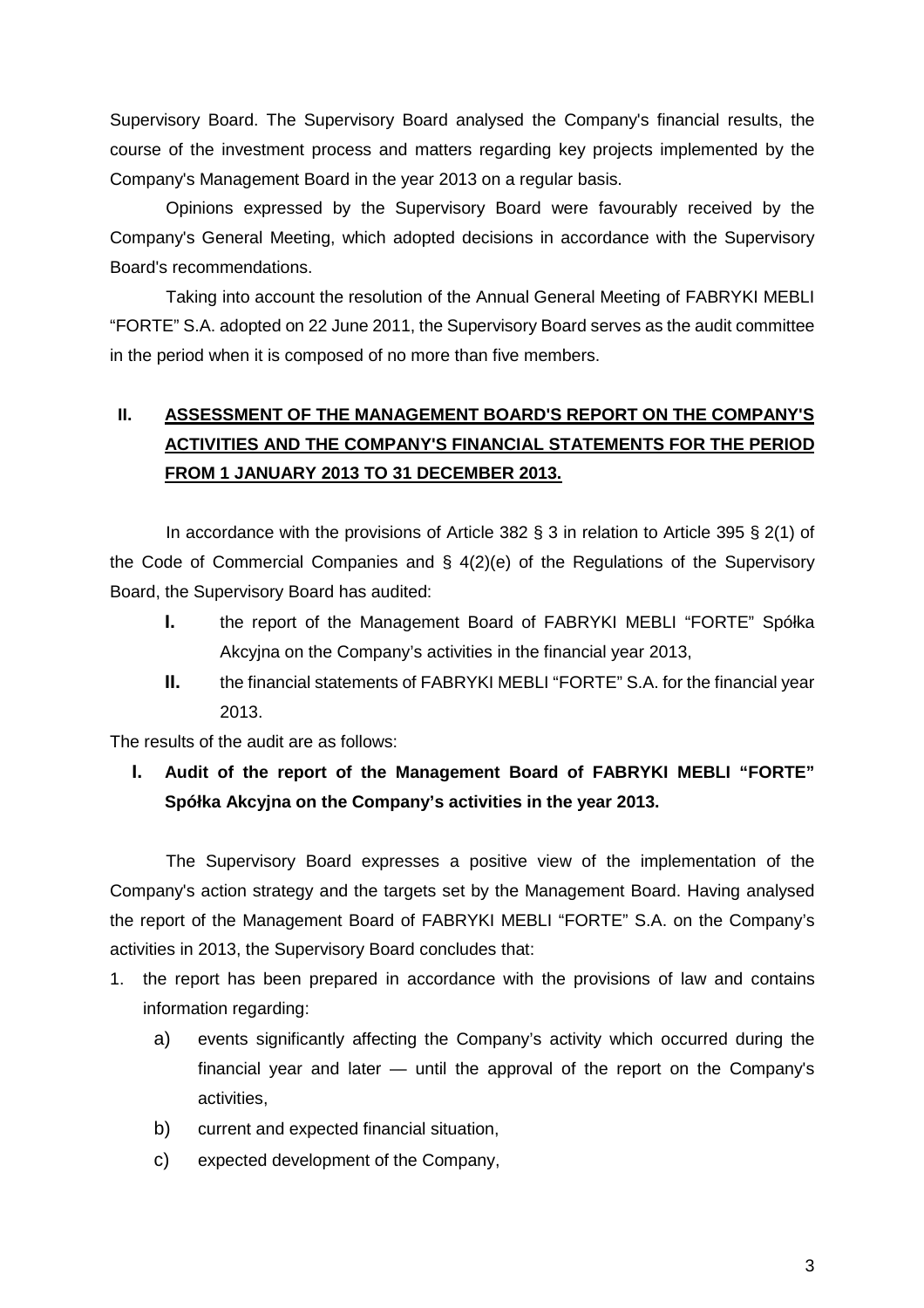Supervisory Board. The Supervisory Board analysed the Company's financial results, the course of the investment process and matters regarding key projects implemented by the Company's Management Board in the year 2013 on a regular basis.

Opinions expressed by the Supervisory Board were favourably received by the Company's General Meeting, which adopted decisions in accordance with the Supervisory Board's recommendations.

Taking into account the resolution of the Annual General Meeting of FABRYKI MEBLI "FORTE" S.A. adopted on 22 June 2011, the Supervisory Board serves as the audit committee in the period when it is composed of no more than five members.

## II. ASSESSMENT OF THE MANAGEMENT BOARD'S REPORT ON THE COMPANY'S ACTIVITIES AND THE COMPANY'S FINANCIAL STATEMENTS FOR THE PERIOD FROM 1 JANUARY 2013 TO 31 DECEMBER 2013.

In accordance with the provisions of Article 382 § 3 in relation to Article 395 § 2(1) of the Code of Commercial Companies and § 4(2)(e) of the Regulations of the Supervisory Board, the Supervisory Board has audited:

- **I.** the report of the Management Board of FABRYKI MEBLI "FORTE" Spółka Akcyjna on the Company's activities in the financial year 2013,
- **II.** the financial statements of FABRYKI MEBLI "FORTE" S.A. for the financial year 2013.

The results of the audit are as follows:

### I. Audit of the report of the Management Board of FABRYKI MEBLI "FORTE" Spółka Akcyjna on the Company's activities in the year 2013.

The Supervisory Board expresses a positive view of the implementation of the Company's action strategy and the targets set by the Management Board. Having analysed the report of the Management Board of FABRYKI MEBLI "FORTE" S.A. on the Company's activities in 2013, the Supervisory Board concludes that:

1. the report has been prepared in accordance with the provisions of law and contains information regarding:
   a) events significantly affecting the Company's activity which occurred during the financial year and later — until the approval of the report on the Company's activities,
   b) current and expected financial situation,
   c) expected development of the Company,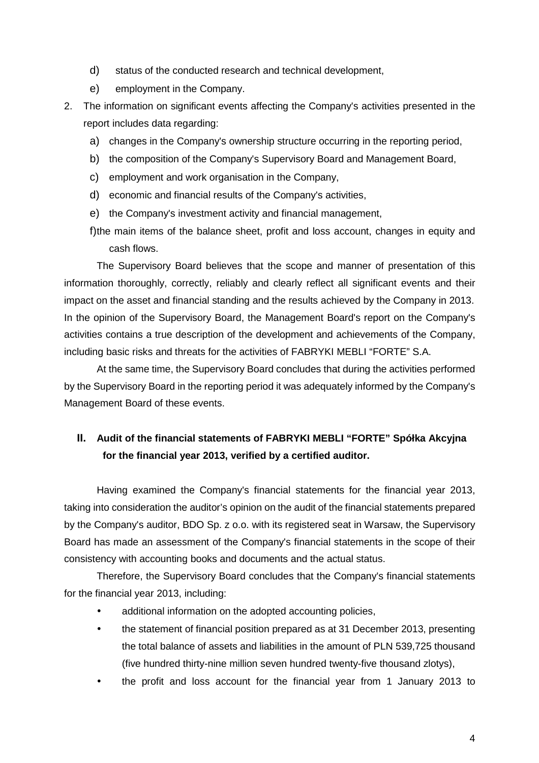d) status of the conducted research and technical development,

e) employment in the Company.

2. The information on significant events affecting the Company's activities presented in the report includes data regarding:

   a) changes in the Company's ownership structure occurring in the reporting period,

   b) the composition of the Company's Supervisory Board and Management Board,

   c) employment and work organisation in the Company,

   d) economic and financial results of the Company's activities,

   e) the Company's investment activity and financial management,

   f) the main items of the balance sheet, profit and loss account, changes in equity and cash flows.

The Supervisory Board believes that the scope and manner of presentation of this information thoroughly, correctly, reliably and clearly reflect all significant events and their impact on the asset and financial standing and the results achieved by the Company in 2013. In the opinion of the Supervisory Board, the Management Board's report on the Company's activities contains a true description of the development and achievements of the Company, including basic risks and threats for the activities of FABRYKI MEBLI “FORTE” S.A.

At the same time, the Supervisory Board concludes that during the activities performed by the Supervisory Board in the reporting period it was adequately informed by the Company's Management Board of these events.

## II. Audit of the financial statements of FABRYKI MEBLI “FORTE” Spółka Akcyjna for the financial year 2013, verified by a certified auditor.

Having examined the Company's financial statements for the financial year 2013, taking into consideration the auditor's opinion on the audit of the financial statements prepared by the Company's auditor, BDO Sp. z o.o. with its registered seat in Warsaw, the Supervisory Board has made an assessment of the Company's financial statements in the scope of their consistency with accounting books and documents and the actual status.

Therefore, the Supervisory Board concludes that the Company's financial statements for the financial year 2013, including:

- additional information on the adopted accounting policies,
- the statement of financial position prepared as at 31 December 2013, presenting the total balance of assets and liabilities in the amount of PLN 539,725 thousand (five hundred thirty-nine million seven hundred twenty-five thousand zlotys),
- the profit and loss account for the financial year from 1 January 2013 to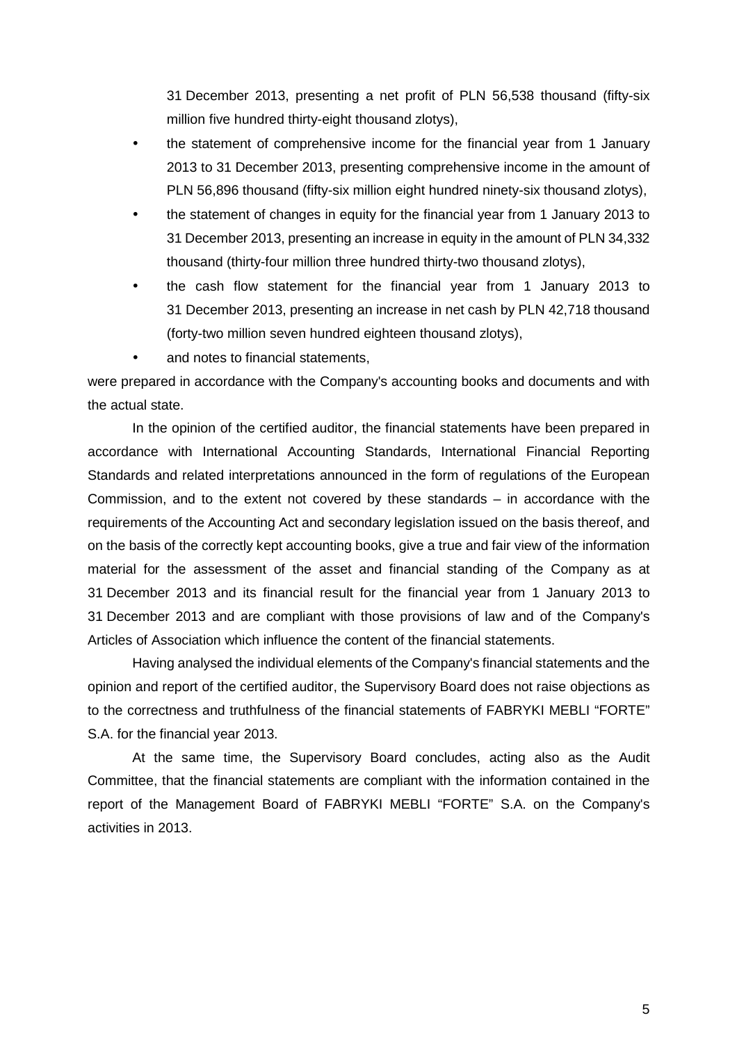31 December 2013, presenting a net profit of PLN 56,538 thousand (fifty-six million five hundred thirty-eight thousand zlotys),

- the statement of comprehensive income for the financial year from 1 January 2013 to 31 December 2013, presenting comprehensive income in the amount of PLN 56,896 thousand (fifty-six million eight hundred ninety-six thousand zlotys),
- the statement of changes in equity for the financial year from 1 January 2013 to 31 December 2013, presenting an increase in equity in the amount of PLN 34,332 thousand (thirty-four million three hundred thirty-two thousand zlotys),
- the cash flow statement for the financial year from 1 January 2013 to 31 December 2013, presenting an increase in net cash by PLN 42,718 thousand (forty-two million seven hundred eighteen thousand zlotys),
- and notes to financial statements,

were prepared in accordance with the Company's accounting books and documents and with the actual state.

In the opinion of the certified auditor, the financial statements have been prepared in accordance with International Accounting Standards, International Financial Reporting Standards and related interpretations announced in the form of regulations of the European Commission, and to the extent not covered by these standards – in accordance with the requirements of the Accounting Act and secondary legislation issued on the basis thereof, and on the basis of the correctly kept accounting books, give a true and fair view of the information material for the assessment of the asset and financial standing of the Company as at 31 December 2013 and its financial result for the financial year from 1 January 2013 to 31 December 2013 and are compliant with those provisions of law and of the Company's Articles of Association which influence the content of the financial statements.

Having analysed the individual elements of the Company's financial statements and the opinion and report of the certified auditor, the Supervisory Board does not raise objections as to the correctness and truthfulness of the financial statements of FABRYKI MEBLI "FORTE" S.A. for the financial year 2013.

At the same time, the Supervisory Board concludes, acting also as the Audit Committee, that the financial statements are compliant with the information contained in the report of the Management Board of FABRYKI MEBLI "FORTE" S.A. on the Company's activities in 2013.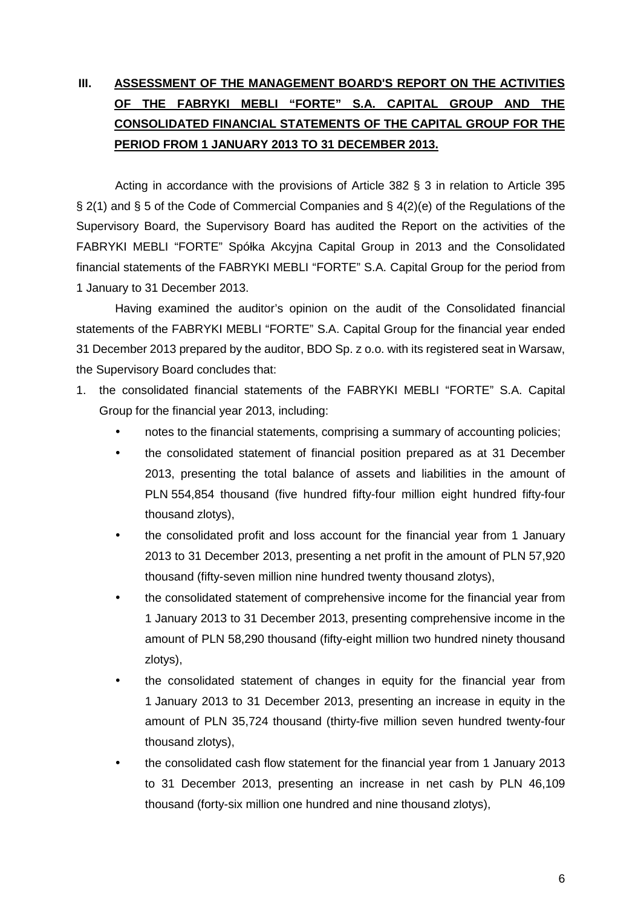## III. ASSESSMENT OF THE MANAGEMENT BOARD'S REPORT ON THE ACTIVITIES OF THE FABRYKI MEBLI "FORTE" S.A. CAPITAL GROUP AND THE CONSOLIDATED FINANCIAL STATEMENTS OF THE CAPITAL GROUP FOR THE PERIOD FROM 1 JANUARY 2013 TO 31 DECEMBER 2013.

Acting in accordance with the provisions of Article 382 § 3 in relation to Article 395 § 2(1) and § 5 of the Code of Commercial Companies and § 4(2)(e) of the Regulations of the Supervisory Board, the Supervisory Board has audited the Report on the activities of the FABRYKI MEBLI "FORTE" Spółka Akcyjna Capital Group in 2013 and the Consolidated financial statements of the FABRYKI MEBLI "FORTE" S.A. Capital Group for the period from 1 January to 31 December 2013.

Having examined the auditor's opinion on the audit of the Consolidated financial statements of the FABRYKI MEBLI "FORTE" S.A. Capital Group for the financial year ended 31 December 2013 prepared by the auditor, BDO Sp. z o.o. with its registered seat in Warsaw, the Supervisory Board concludes that:

1. the consolidated financial statements of the FABRYKI MEBLI "FORTE" S.A. Capital Group for the financial year 2013, including:
   - notes to the financial statements, comprising a summary of accounting policies;
   - the consolidated statement of financial position prepared as at 31 December 2013, presenting the total balance of assets and liabilities in the amount of PLN 554,854 thousand (five hundred fifty-four million eight hundred fifty-four thousand zlotys),
   - the consolidated profit and loss account for the financial year from 1 January 2013 to 31 December 2013, presenting a net profit in the amount of PLN 57,920 thousand (fifty-seven million nine hundred twenty thousand zlotys),
   - the consolidated statement of comprehensive income for the financial year from 1 January 2013 to 31 December 2013, presenting comprehensive income in the amount of PLN 58,290 thousand (fifty-eight million two hundred ninety thousand zlotys),
   - the consolidated statement of changes in equity for the financial year from 1 January 2013 to 31 December 2013, presenting an increase in equity in the amount of PLN 35,724 thousand (thirty-five million seven hundred twenty-four thousand zlotys),
   - the consolidated cash flow statement for the financial year from 1 January 2013 to 31 December 2013, presenting an increase in net cash by PLN 46,109 thousand (forty-six million one hundred and nine thousand zlotys),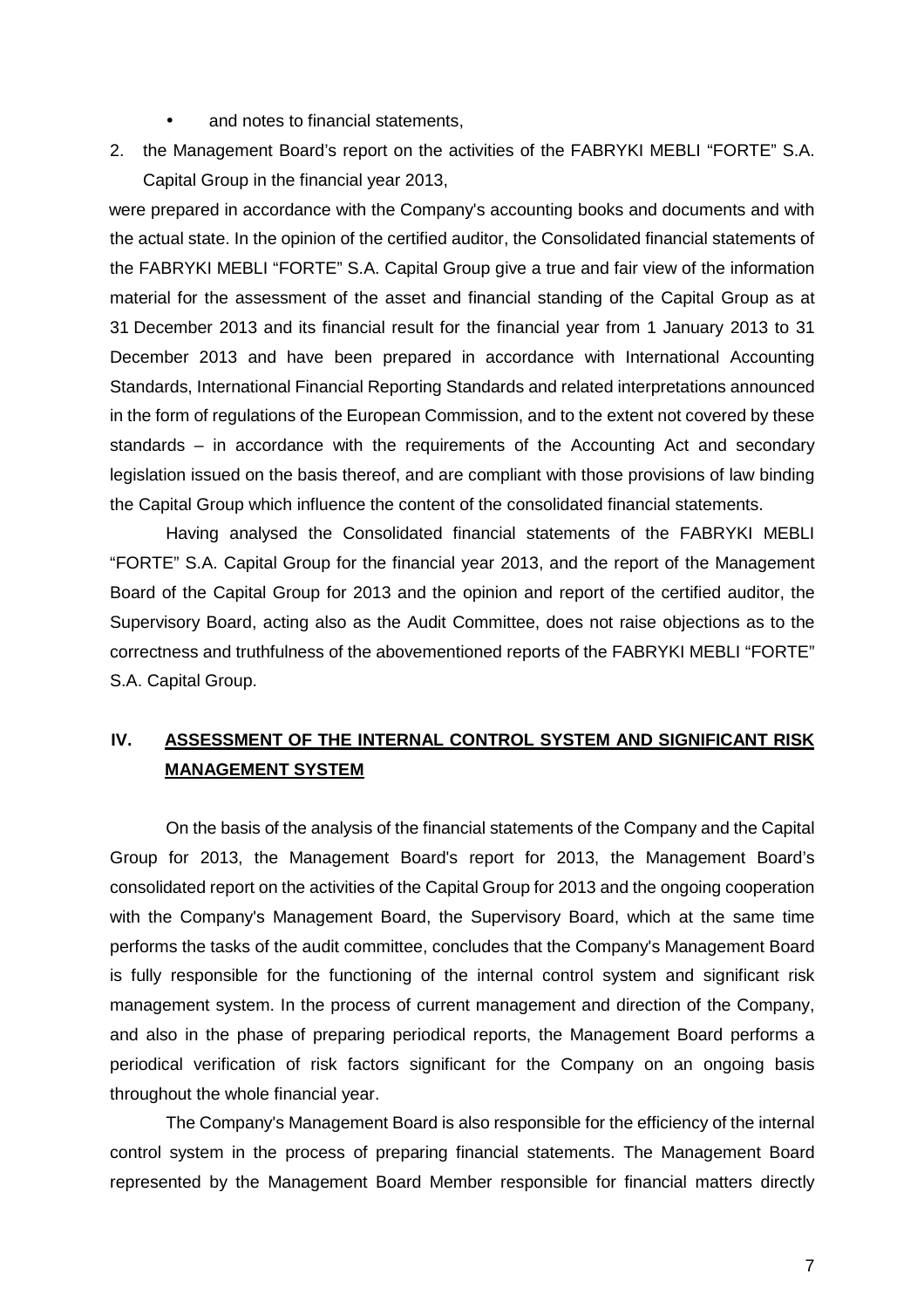- and notes to financial statements,

2. the Management Board's report on the activities of the FABRYKI MEBLI "FORTE" S.A. Capital Group in the financial year 2013,

were prepared in accordance with the Company's accounting books and documents and with the actual state. In the opinion of the certified auditor, the Consolidated financial statements of the FABRYKI MEBLI "FORTE" S.A. Capital Group give a true and fair view of the information material for the assessment of the asset and financial standing of the Capital Group as at 31 December 2013 and its financial result for the financial year from 1 January 2013 to 31 December 2013 and have been prepared in accordance with International Accounting Standards, International Financial Reporting Standards and related interpretations announced in the form of regulations of the European Commission, and to the extent not covered by these standards – in accordance with the requirements of the Accounting Act and secondary legislation issued on the basis thereof, and are compliant with those provisions of law binding the Capital Group which influence the content of the consolidated financial statements.

Having analysed the Consolidated financial statements of the FABRYKI MEBLI "FORTE" S.A. Capital Group for the financial year 2013, and the report of the Management Board of the Capital Group for 2013 and the opinion and report of the certified auditor, the Supervisory Board, acting also as the Audit Committee, does not raise objections as to the correctness and truthfulness of the abovementioned reports of the FABRYKI MEBLI "FORTE" S.A. Capital Group.

## IV. ASSESSMENT OF THE INTERNAL CONTROL SYSTEM AND SIGNIFICANT RISK MANAGEMENT SYSTEM

On the basis of the analysis of the financial statements of the Company and the Capital Group for 2013, the Management Board's report for 2013, the Management Board's consolidated report on the activities of the Capital Group for 2013 and the ongoing cooperation with the Company's Management Board, the Supervisory Board, which at the same time performs the tasks of the audit committee, concludes that the Company's Management Board is fully responsible for the functioning of the internal control system and significant risk management system. In the process of current management and direction of the Company, and also in the phase of preparing periodical reports, the Management Board performs a periodical verification of risk factors significant for the Company on an ongoing basis throughout the whole financial year.

The Company's Management Board is also responsible for the efficiency of the internal control system in the process of preparing financial statements. The Management Board represented by the Management Board Member responsible for financial matters directly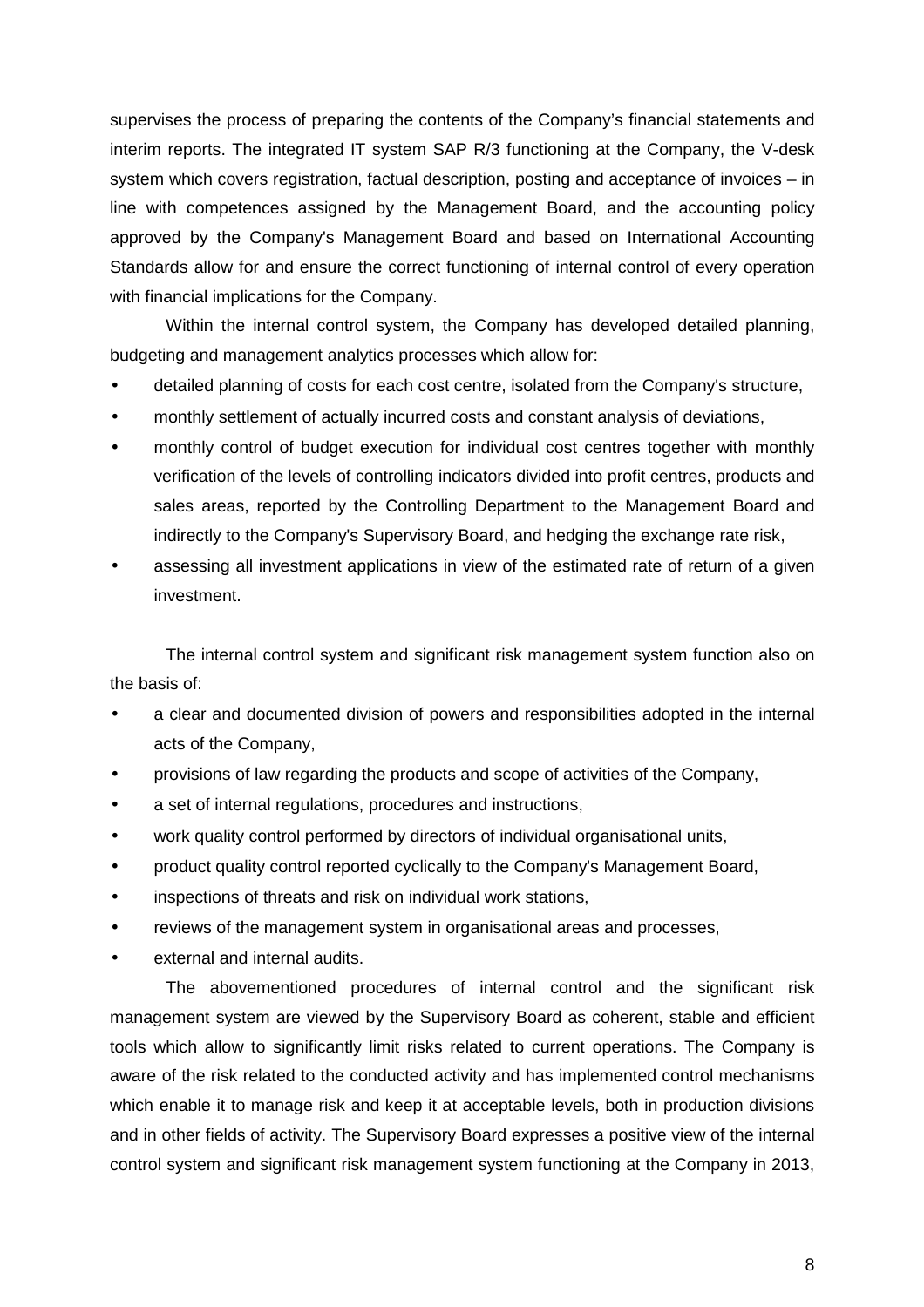supervises the process of preparing the contents of the Company's financial statements and interim reports. The integrated IT system SAP R/3 functioning at the Company, the V-desk system which covers registration, factual description, posting and acceptance of invoices – in line with competences assigned by the Management Board, and the accounting policy approved by the Company's Management Board and based on International Accounting Standards allow for and ensure the correct functioning of internal control of every operation with financial implications for the Company.

Within the internal control system, the Company has developed detailed planning, budgeting and management analytics processes which allow for:

- detailed planning of costs for each cost centre, isolated from the Company's structure,
- monthly settlement of actually incurred costs and constant analysis of deviations,
- monthly control of budget execution for individual cost centres together with monthly verification of the levels of controlling indicators divided into profit centres, products and sales areas, reported by the Controlling Department to the Management Board and indirectly to the Company's Supervisory Board, and hedging the exchange rate risk,
- assessing all investment applications in view of the estimated rate of return of a given investment.

The internal control system and significant risk management system function also on the basis of:

- a clear and documented division of powers and responsibilities adopted in the internal acts of the Company,
- provisions of law regarding the products and scope of activities of the Company,
- a set of internal regulations, procedures and instructions,
- work quality control performed by directors of individual organisational units,
- product quality control reported cyclically to the Company's Management Board,
- inspections of threats and risk on individual work stations,
- reviews of the management system in organisational areas and processes,
- external and internal audits.

The abovementioned procedures of internal control and the significant risk management system are viewed by the Supervisory Board as coherent, stable and efficient tools which allow to significantly limit risks related to current operations. The Company is aware of the risk related to the conducted activity and has implemented control mechanisms which enable it to manage risk and keep it at acceptable levels, both in production divisions and in other fields of activity. The Supervisory Board expresses a positive view of the internal control system and significant risk management system functioning at the Company in 2013,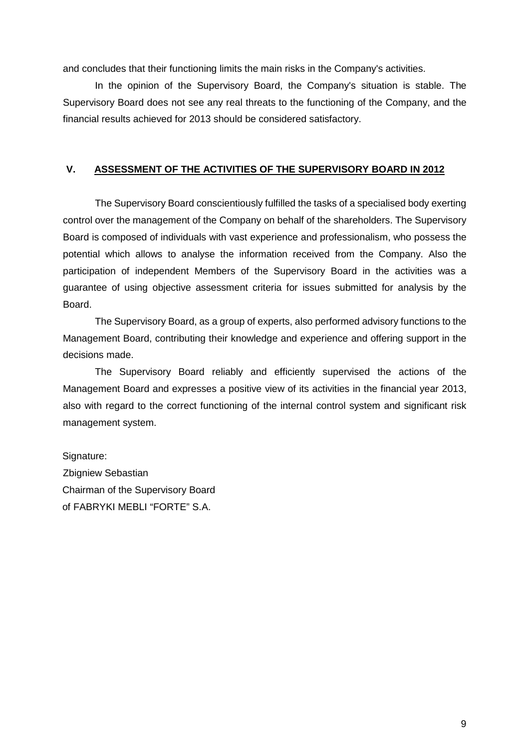and concludes that their functioning limits the main risks in the Company's activities.

In the opinion of the Supervisory Board, the Company's situation is stable. The Supervisory Board does not see any real threats to the functioning of the Company, and the financial results achieved for 2013 should be considered satisfactory.

## V. **ASSESSMENT OF THE ACTIVITIES OF THE SUPERVISORY BOARD IN 2012**

The Supervisory Board conscientiously fulfilled the tasks of a specialised body exerting control over the management of the Company on behalf of the shareholders. The Supervisory Board is composed of individuals with vast experience and professionalism, who possess the potential which allows to analyse the information received from the Company. Also the participation of independent Members of the Supervisory Board in the activities was a guarantee of using objective assessment criteria for issues submitted for analysis by the Board.

The Supervisory Board, as a group of experts, also performed advisory functions to the Management Board, contributing their knowledge and experience and offering support in the decisions made.

The Supervisory Board reliably and efficiently supervised the actions of the Management Board and expresses a positive view of its activities in the financial year 2013, also with regard to the correct functioning of the internal control system and significant risk management system.

Signature:
Zbigniew Sebastian
Chairman of the Supervisory Board
of FABRYKI MEBLI "FORTE" S.A.